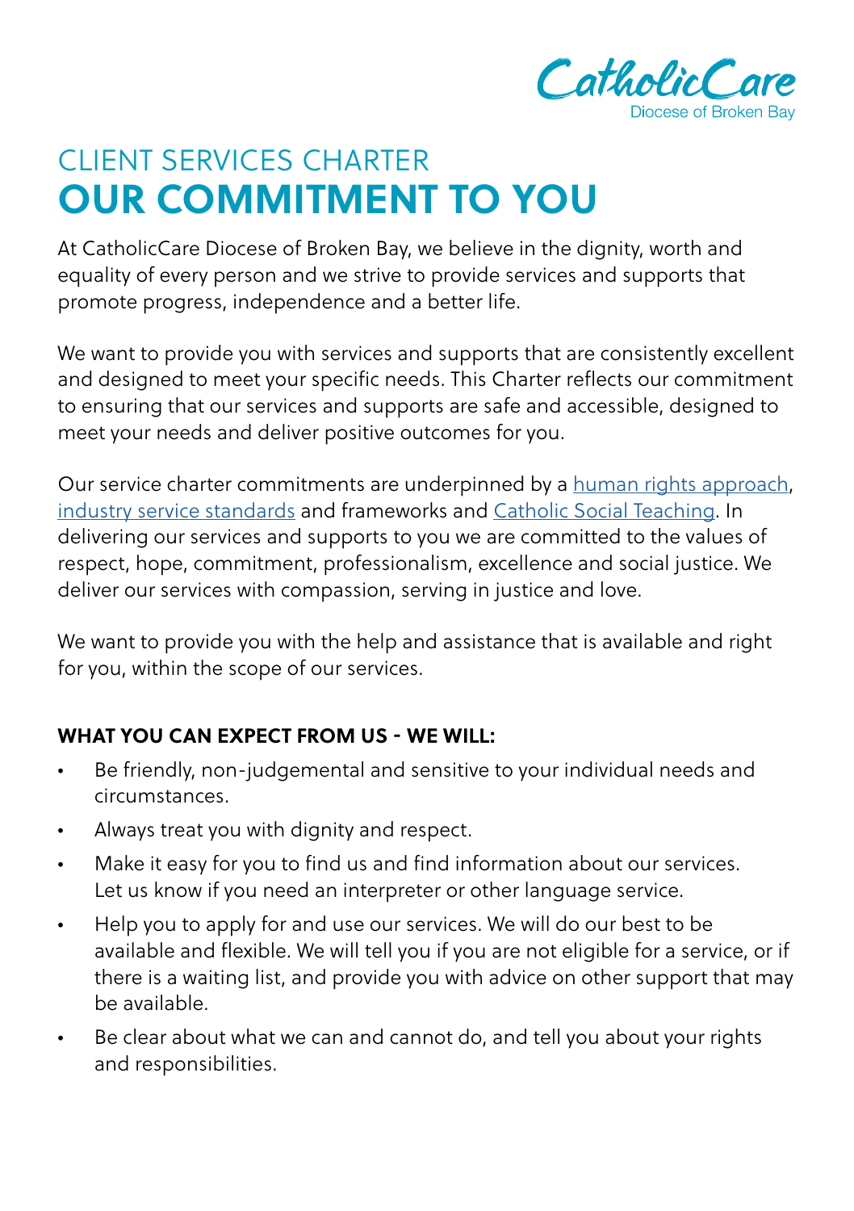CatholicCare
Diocese of Broken Bay

# CLIENT SERVICES CHARTER
# OUR COMMITMENT TO YOU

At CatholicCare Diocese of Broken Bay, we believe in the dignity, worth and equality of every person and we strive to provide services and supports that promote progress, independence and a better life.

We want to provide you with services and supports that are consistently excellent and designed to meet your specific needs. This Charter reflects our commitment to ensuring that our services and supports are safe and accessible, designed to meet your needs and deliver positive outcomes for you.

Our service charter commitments are underpinned by a human rights approach, industry service standards and frameworks and Catholic Social Teaching. In delivering our services and supports to you we are committed to the values of respect, hope, commitment, professionalism, excellence and social justice. We deliver our services with compassion, serving in justice and love.

We want to provide you with the help and assistance that is available and right for you, within the scope of our services.

**WHAT YOU CAN EXPECT FROM US - WE WILL:**

- Be friendly, non-judgemental and sensitive to your individual needs and circumstances.
- Always treat you with dignity and respect.
- Make it easy for you to find us and find information about our services. Let us know if you need an interpreter or other language service.
- Help you to apply for and use our services. We will do our best to be available and flexible. We will tell you if you are not eligible for a service, or if there is a waiting list, and provide you with advice on other support that may be available.
- Be clear about what we can and cannot do, and tell you about your rights and responsibilities.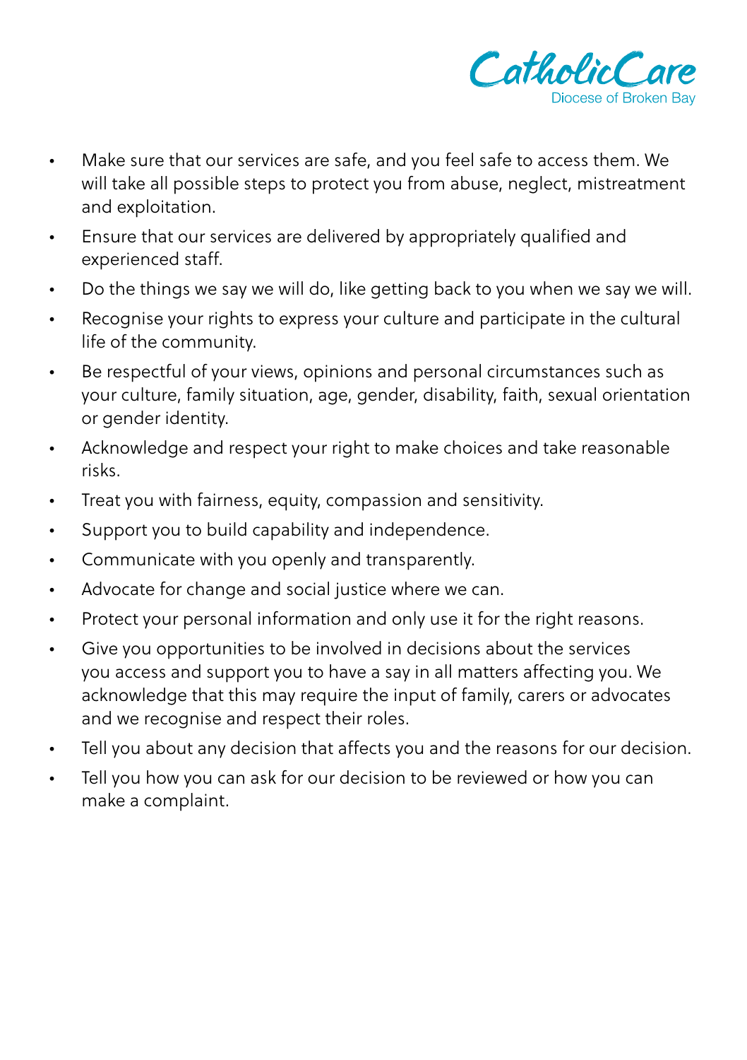- Make sure that our services are safe, and you feel safe to access them. We will take all possible steps to protect you from abuse, neglect, mistreatment and exploitation.
- Ensure that our services are delivered by appropriately qualified and experienced staff.
- Do the things we say we will do, like getting back to you when we say we will.
- Recognise your rights to express your culture and participate in the cultural life of the community.
- Be respectful of your views, opinions and personal circumstances such as your culture, family situation, age, gender, disability, faith, sexual orientation or gender identity.
- Acknowledge and respect your right to make choices and take reasonable risks.
- Treat you with fairness, equity, compassion and sensitivity.
- Support you to build capability and independence.
- Communicate with you openly and transparently.
- Advocate for change and social justice where we can.
- Protect your personal information and only use it for the right reasons.
- Give you opportunities to be involved in decisions about the services you access and support you to have a say in all matters affecting you. We acknowledge that this may require the input of family, carers or advocates and we recognise and respect their roles.
- Tell you about any decision that affects you and the reasons for our decision.
- Tell you how you can ask for our decision to be reviewed or how you can make a complaint.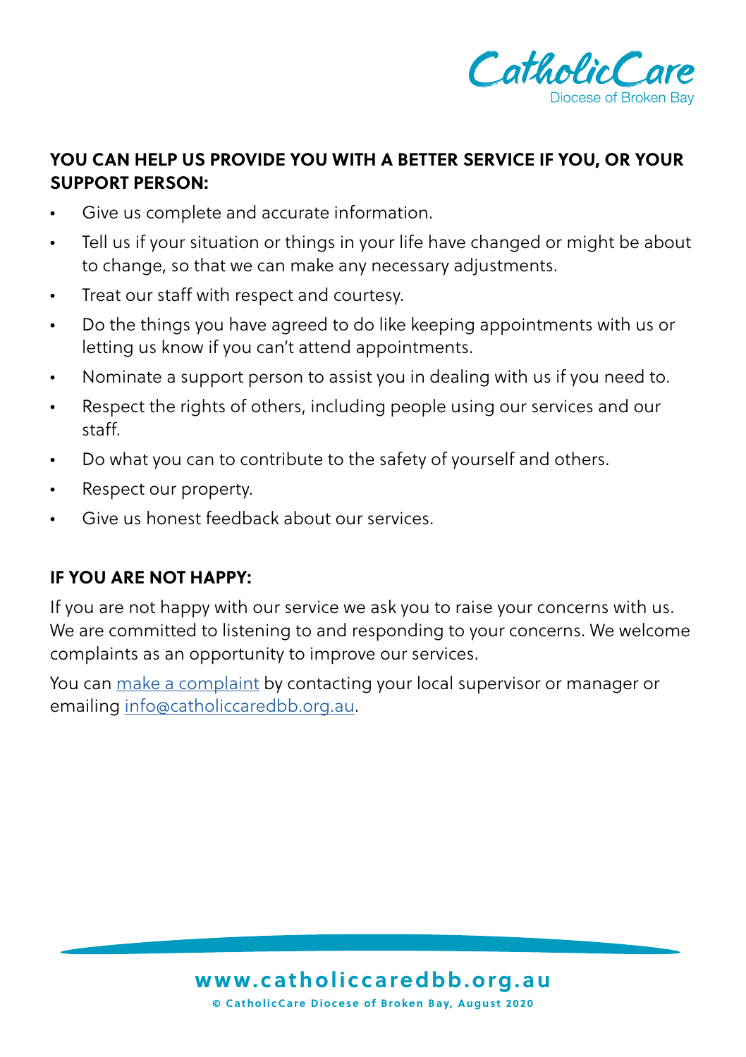## YOU CAN HELP US PROVIDE YOU WITH A BETTER SERVICE IF YOU, OR YOUR SUPPORT PERSON:

- Give us complete and accurate information.
- Tell us if your situation or things in your life have changed or might be about to change, so that we can make any necessary adjustments.
- Treat our staff with respect and courtesy.
- Do the things you have agreed to do like keeping appointments with us or letting us know if you can't attend appointments.
- Nominate a support person to assist you in dealing with us if you need to.
- Respect the rights of others, including people using our services and our staff.
- Do what you can to contribute to the safety of yourself and others.
- Respect our property.
- Give us honest feedback about our services.

## IF YOU ARE NOT HAPPY:

If you are not happy with our service we ask you to raise your concerns with us. We are committed to listening to and responding to your concerns. We welcome complaints as an opportunity to improve our services.

You can make a complaint by contacting your local supervisor or manager or emailing info@catholiccaredbb.org.au.

**www.catholiccaredbb.org.au**

**© CatholicCare Diocese of Broken Bay, August 2020**